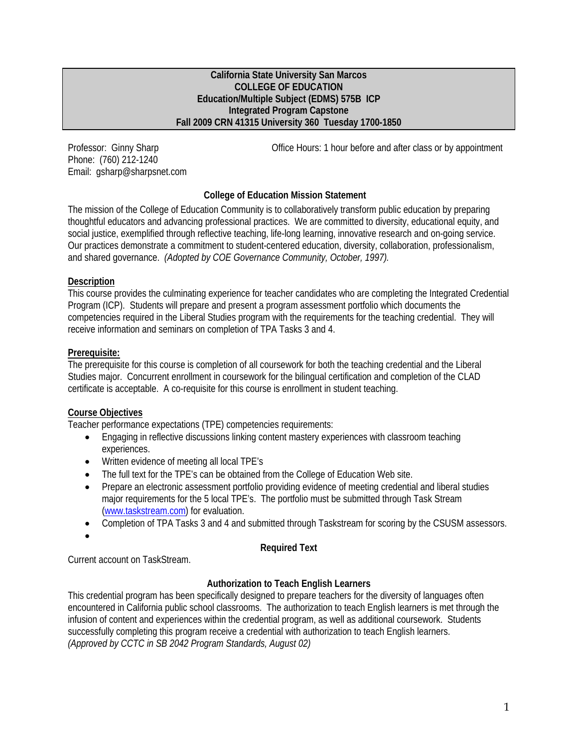**California State University San Marcos**
**COLLEGE OF EDUCATION**
**Education/Multiple Subject (EDMS) 575B ICP**
**Integrated Program Capstone**
**Fall 2009 CRN 41315 University 360 Tuesday 1700-1850**

Professor: Ginny Sharp
Phone: (760) 212-1240
Email: gsharp@sharpsnet.com

Office Hours: 1 hour before and after class or by appointment

## College of Education Mission Statement

The mission of the College of Education Community is to collaboratively transform public education by preparing thoughtful educators and advancing professional practices. We are committed to diversity, educational equity, and social justice, exemplified through reflective teaching, life-long learning, innovative research and on-going service. Our practices demonstrate a commitment to student-centered education, diversity, collaboration, professionalism, and shared governance. *(Adopted by COE Governance Community, October, 1997).*

## Description

This course provides the culminating experience for teacher candidates who are completing the Integrated Credential Program (ICP). Students will prepare and present a program assessment portfolio which documents the competencies required in the Liberal Studies program with the requirements for the teaching credential. They will receive information and seminars on completion of TPA Tasks 3 and 4.

## Prerequisite:

The prerequisite for this course is completion of all coursework for both the teaching credential and the Liberal Studies major. Concurrent enrollment in coursework for the bilingual certification and completion of the CLAD certificate is acceptable. A co-requisite for this course is enrollment in student teaching.

## Course Objectives

Teacher performance expectations (TPE) competencies requirements:

- Engaging in reflective discussions linking content mastery experiences with classroom teaching experiences.
- Written evidence of meeting all local TPE's
- The full text for the TPE's can be obtained from the College of Education Web site.
- Prepare an electronic assessment portfolio providing evidence of meeting credential and liberal studies major requirements for the 5 local TPE's. The portfolio must be submitted through Task Stream (www.taskstream.com) for evaluation.
- Completion of TPA Tasks 3 and 4 and submitted through Taskstream for scoring by the CSUSM assessors.

## Required Text

Current account on TaskStream.

## Authorization to Teach English Learners

This credential program has been specifically designed to prepare teachers for the diversity of languages often encountered in California public school classrooms. The authorization to teach English learners is met through the infusion of content and experiences within the credential program, as well as additional coursework. Students successfully completing this program receive a credential with authorization to teach English learners.
*(Approved by CCTC in SB 2042 Program Standards, August 02)*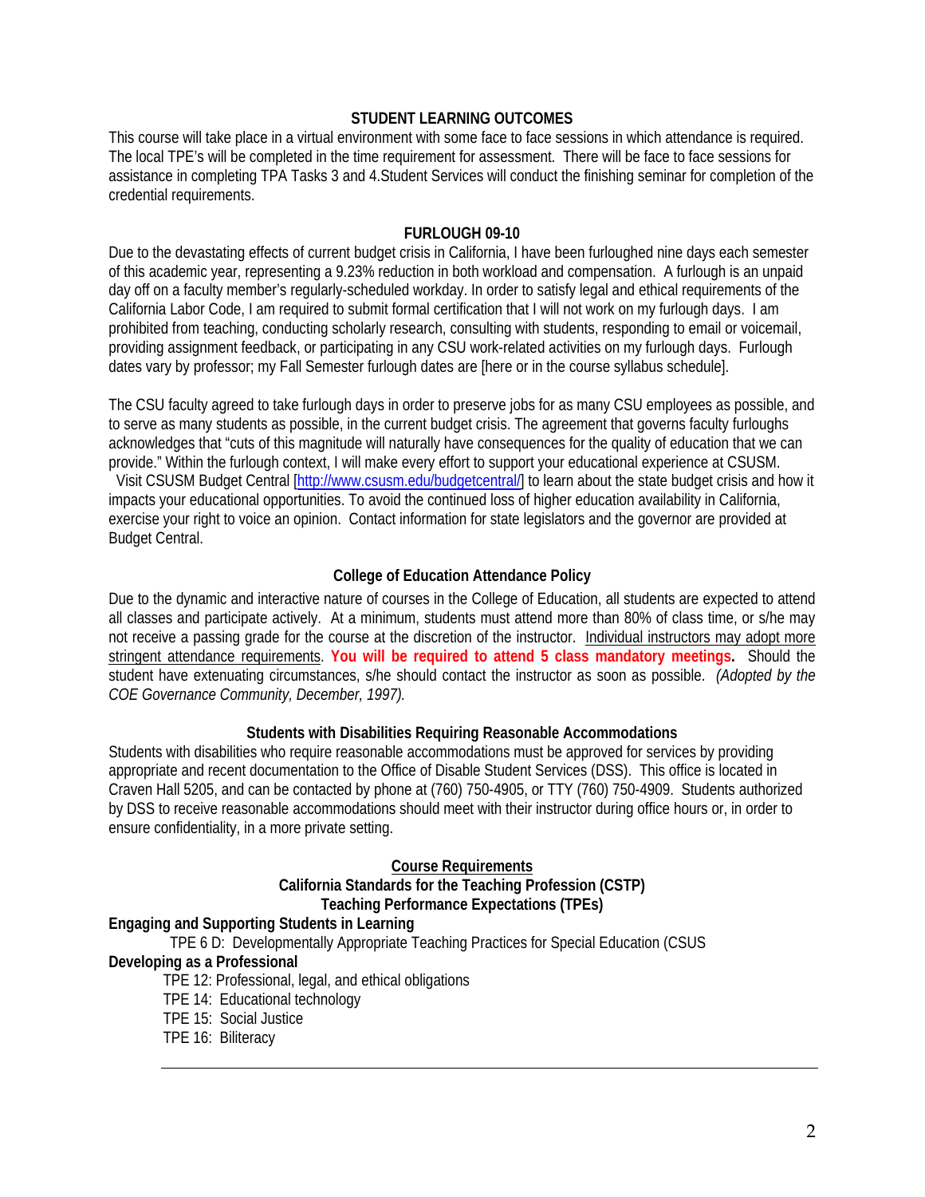## STUDENT LEARNING OUTCOMES

This course will take place in a virtual environment with some face to face sessions in which attendance is required. The local TPE's will be completed in the time requirement for assessment. There will be face to face sessions for assistance in completing TPA Tasks 3 and 4.Student Services will conduct the finishing seminar for completion of the credential requirements.

## FURLOUGH 09-10

Due to the devastating effects of current budget crisis in California, I have been furloughed nine days each semester of this academic year, representing a 9.23% reduction in both workload and compensation. A furlough is an unpaid day off on a faculty member's regularly-scheduled workday. In order to satisfy legal and ethical requirements of the California Labor Code, I am required to submit formal certification that I will not work on my furlough days. I am prohibited from teaching, conducting scholarly research, consulting with students, responding to email or voicemail, providing assignment feedback, or participating in any CSU work-related activities on my furlough days. Furlough dates vary by professor; my Fall Semester furlough dates are [here or in the course syllabus schedule].

The CSU faculty agreed to take furlough days in order to preserve jobs for as many CSU employees as possible, and to serve as many students as possible, in the current budget crisis. The agreement that governs faculty furloughs acknowledges that "cuts of this magnitude will naturally have consequences for the quality of education that we can provide." Within the furlough context, I will make every effort to support your educational experience at CSUSM. Visit CSUSM Budget Central [http://www.csusm.edu/budgetcentral/] to learn about the state budget crisis and how it impacts your educational opportunities. To avoid the continued loss of higher education availability in California, exercise your right to voice an opinion. Contact information for state legislators and the governor are provided at Budget Central.

## College of Education Attendance Policy

Due to the dynamic and interactive nature of courses in the College of Education, all students are expected to attend all classes and participate actively. At a minimum, students must attend more than 80% of class time, or s/he may not receive a passing grade for the course at the discretion of the instructor. <u>Individual instructors may adopt more stringent attendance requirements</u>. **You will be required to attend 5 class mandatory meetings.** Should the student have extenuating circumstances, s/he should contact the instructor as soon as possible. *(Adopted by the COE Governance Community, December, 1997).*

## Students with Disabilities Requiring Reasonable Accommodations

Students with disabilities who require reasonable accommodations must be approved for services by providing appropriate and recent documentation to the Office of Disable Student Services (DSS). This office is located in Craven Hall 5205, and can be contacted by phone at (760) 750-4905, or TTY (760) 750-4909. Students authorized by DSS to receive reasonable accommodations should meet with their instructor during office hours or, in order to ensure confidentiality, in a more private setting.

## <u>Course Requirements</u>

### California Standards for the Teaching Profession (CSTP)
### Teaching Performance Expectations (TPEs)

**Engaging and Supporting Students in Learning**

- TPE 6 D: Developmentally Appropriate Teaching Practices for Special Education (CSUS

**Developing as a Professional**

- TPE 12: Professional, legal, and ethical obligations
- TPE 14: Educational technology
- TPE 15: Social Justice
- TPE 16: Biliteracy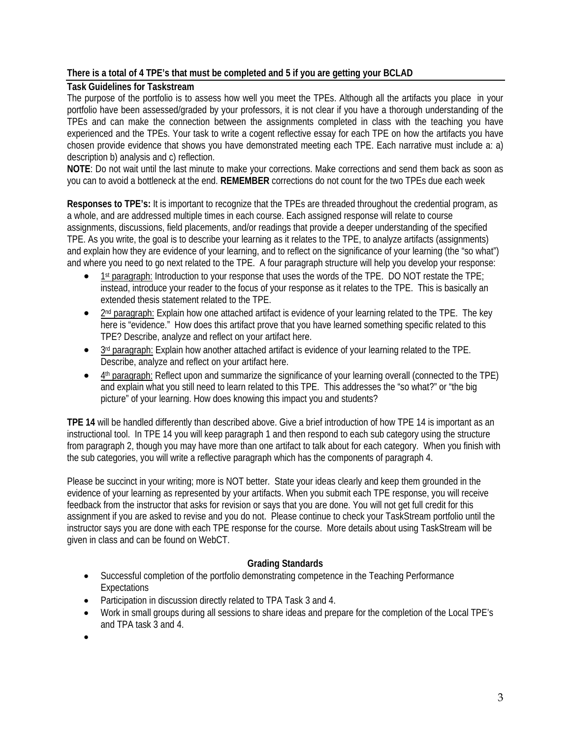**There is a total of 4 TPE's that must be completed and 5 if you are getting your BCLAD**

**Task Guidelines for Taskstream**

The purpose of the portfolio is to assess how well you meet the TPEs. Although all the artifacts you place in your portfolio have been assessed/graded by your professors, it is not clear if you have a thorough understanding of the TPEs and can make the connection between the assignments completed in class with the teaching you have experienced and the TPEs. Your task to write a cogent reflective essay for each TPE on how the artifacts you have chosen provide evidence that shows you have demonstrated meeting each TPE. Each narrative must include a: a) description b) analysis and c) reflection.

**NOTE**: Do not wait until the last minute to make your corrections. Make corrections and send them back as soon as you can to avoid a bottleneck at the end. **REMEMBER** corrections do not count for the two TPEs due each week

**Responses to TPE's:** It is important to recognize that the TPEs are threaded throughout the credential program, as a whole, and are addressed multiple times in each course. Each assigned response will relate to course assignments, discussions, field placements, and/or readings that provide a deeper understanding of the specified TPE. As you write, the goal is to describe your learning as it relates to the TPE, to analyze artifacts (assignments) and explain how they are evidence of your learning, and to reflect on the significance of your learning (the "so what") and where you need to go next related to the TPE. A four paragraph structure will help you develop your response:

- 1st paragraph: Introduction to your response that uses the words of the TPE. DO NOT restate the TPE; instead, introduce your reader to the focus of your response as it relates to the TPE. This is basically an extended thesis statement related to the TPE.
- 2nd paragraph: Explain how one attached artifact is evidence of your learning related to the TPE. The key here is "evidence." How does this artifact prove that you have learned something specific related to this TPE? Describe, analyze and reflect on your artifact here.
- 3rd paragraph: Explain how another attached artifact is evidence of your learning related to the TPE. Describe, analyze and reflect on your artifact here.
- 4th paragraph: Reflect upon and summarize the significance of your learning overall (connected to the TPE) and explain what you still need to learn related to this TPE. This addresses the "so what?" or "the big picture" of your learning. How does knowing this impact you and students?

**TPE 14** will be handled differently than described above. Give a brief introduction of how TPE 14 is important as an instructional tool. In TPE 14 you will keep paragraph 1 and then respond to each sub category using the structure from paragraph 2, though you may have more than one artifact to talk about for each category. When you finish with the sub categories, you will write a reflective paragraph which has the components of paragraph 4.

Please be succinct in your writing; more is NOT better. State your ideas clearly and keep them grounded in the evidence of your learning as represented by your artifacts. When you submit each TPE response, you will receive feedback from the instructor that asks for revision or says that you are done. You will not get full credit for this assignment if you are asked to revise and you do not. Please continue to check your TaskStream portfolio until the instructor says you are done with each TPE response for the course. More details about using TaskStream will be given in class and can be found on WebCT.

**Grading Standards**

- Successful completion of the portfolio demonstrating competence in the Teaching Performance Expectations
- Participation in discussion directly related to TPA Task 3 and 4.
- Work in small groups during all sessions to share ideas and prepare for the completion of the Local TPE's and TPA task 3 and 4.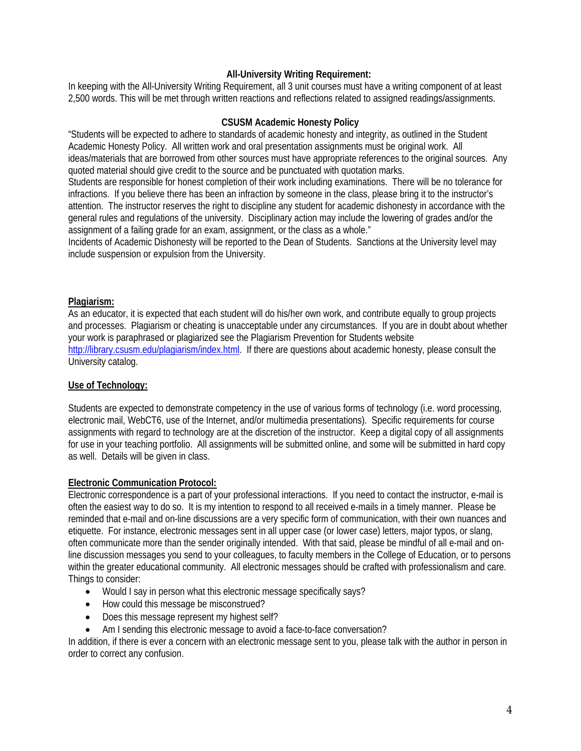## All-University Writing Requirement:

In keeping with the All-University Writing Requirement, all 3 unit courses must have a writing component of at least 2,500 words. This will be met through written reactions and reflections related to assigned readings/assignments.

## CSUSM Academic Honesty Policy

"Students will be expected to adhere to standards of academic honesty and integrity, as outlined in the Student Academic Honesty Policy. All written work and oral presentation assignments must be original work. All ideas/materials that are borrowed from other sources must have appropriate references to the original sources. Any quoted material should give credit to the source and be punctuated with quotation marks.

Students are responsible for honest completion of their work including examinations. There will be no tolerance for infractions. If you believe there has been an infraction by someone in the class, please bring it to the instructor's attention. The instructor reserves the right to discipline any student for academic dishonesty in accordance with the general rules and regulations of the university. Disciplinary action may include the lowering of grades and/or the assignment of a failing grade for an exam, assignment, or the class as a whole."

Incidents of Academic Dishonesty will be reported to the Dean of Students. Sanctions at the University level may include suspension or expulsion from the University.

### Plagiarism:

As an educator, it is expected that each student will do his/her own work, and contribute equally to group projects and processes. Plagiarism or cheating is unacceptable under any circumstances. If you are in doubt about whether your work is paraphrased or plagiarized see the Plagiarism Prevention for Students website [http://library.csusm.edu/plagiarism/index.html](http://library.csusm.edu/plagiarism/index.html). If there are questions about academic honesty, please consult the University catalog.

### Use of Technology:

Students are expected to demonstrate competency in the use of various forms of technology (i.e. word processing, electronic mail, WebCT6, use of the Internet, and/or multimedia presentations). Specific requirements for course assignments with regard to technology are at the discretion of the instructor. Keep a digital copy of all assignments for use in your teaching portfolio. All assignments will be submitted online, and some will be submitted in hard copy as well. Details will be given in class.

### Electronic Communication Protocol:

Electronic correspondence is a part of your professional interactions. If you need to contact the instructor, e-mail is often the easiest way to do so. It is my intention to respond to all received e-mails in a timely manner. Please be reminded that e-mail and on-line discussions are a very specific form of communication, with their own nuances and etiquette. For instance, electronic messages sent in all upper case (or lower case) letters, major typos, or slang, often communicate more than the sender originally intended. With that said, please be mindful of all e-mail and on-line discussion messages you send to your colleagues, to faculty members in the College of Education, or to persons within the greater educational community. All electronic messages should be crafted with professionalism and care.

Things to consider:

- Would I say in person what this electronic message specifically says?
- How could this message be misconstrued?
- Does this message represent my highest self?
- Am I sending this electronic message to avoid a face-to-face conversation?

In addition, if there is ever a concern with an electronic message sent to you, please talk with the author in person in order to correct any confusion.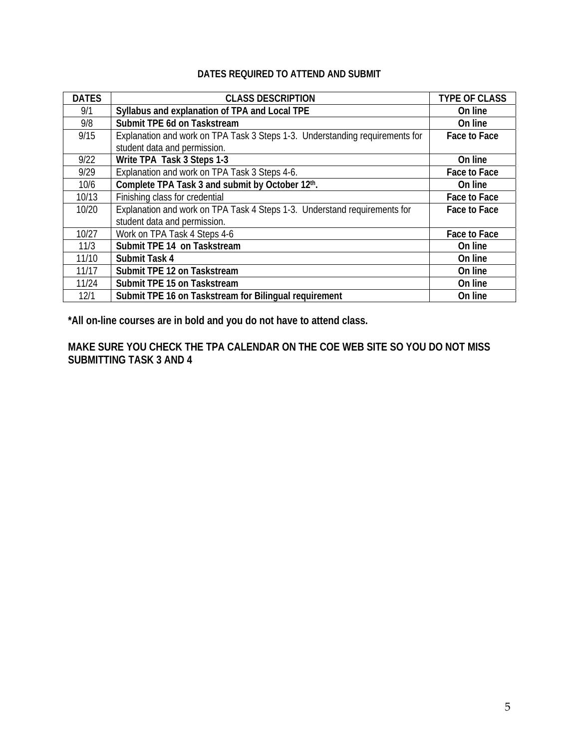**DATES REQUIRED TO ATTEND AND SUBMIT**

| DATES | CLASS DESCRIPTION | TYPE OF CLASS |
|---|---|---|
| 9/1 | **Syllabus and explanation of TPA and Local TPE** | **On line** |
| 9/8 | **Submit TPE 6d on Taskstream** | **On line** |
| 9/15 | Explanation and work on TPA Task 3 Steps 1-3. Understanding requirements for student data and permission. | **Face to Face** |
| 9/22 | **Write TPA Task 3 Steps 1-3** | **On line** |
| 9/29 | Explanation and work on TPA Task 3 Steps 4-6. | **Face to Face** |
| 10/6 | **Complete TPA Task 3 and submit by October 12th.** | **On line** |
| 10/13 | Finishing class for credential | **Face to Face** |
| 10/20 | Explanation and work on TPA Task 4 Steps 1-3. Understand requirements for student data and permission. | **Face to Face** |
| 10/27 | Work on TPA Task 4 Steps 4-6 | **Face to Face** |
| 11/3 | **Submit TPE 14 on Taskstream** | **On line** |
| 11/10 | **Submit Task 4** | **On line** |
| 11/17 | **Submit TPE 12 on Taskstream** | **On line** |
| 11/24 | **Submit TPE 15 on Taskstream** | **On line** |
| 12/1 | **Submit TPE 16 on Taskstream for Bilingual requirement** | **On line** |

**\*All on-line courses are in bold and you do not have to attend class.**

**MAKE SURE YOU CHECK THE TPA CALENDAR ON THE COE WEB SITE SO YOU DO NOT MISS SUBMITTING TASK 3 AND 4**